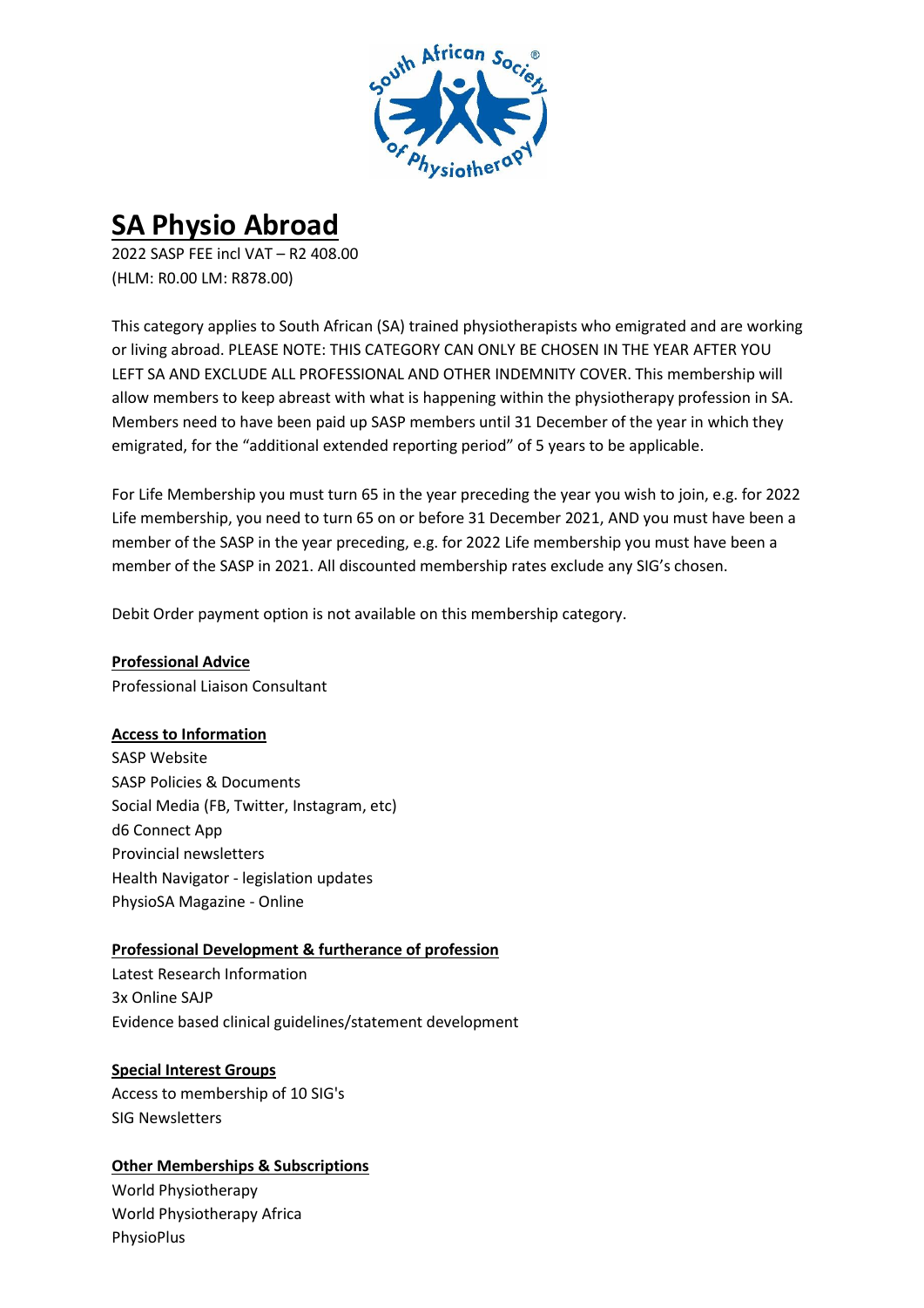# SA Physio Abroad

2022 SASP FEE incl VAT – R2 408.00
(HLM: R0.00 LM: R878.00)

This category applies to South African (SA) trained physiotherapists who emigrated and are working or living abroad. PLEASE NOTE: THIS CATEGORY CAN ONLY BE CHOSEN IN THE YEAR AFTER YOU LEFT SA AND EXCLUDE ALL PROFESSIONAL AND OTHER INDEMNITY COVER. This membership will allow members to keep abreast with what is happening within the physiotherapy profession in SA. Members need to have been paid up SASP members until 31 December of the year in which they emigrated, for the "additional extended reporting period" of 5 years to be applicable.

For Life Membership you must turn 65 in the year preceding the year you wish to join, e.g. for 2022 Life membership, you need to turn 65 on or before 31 December 2021, AND you must have been a member of the SASP in the year preceding, e.g. for 2022 Life membership you must have been a member of the SASP in 2021. All discounted membership rates exclude any SIG's chosen.

Debit Order payment option is not available on this membership category.

**Professional Advice**

Professional Liaison Consultant

**Access to Information**

SASP Website
SASP Policies & Documents
Social Media (FB, Twitter, Instagram, etc)
d6 Connect App
Provincial newsletters
Health Navigator - legislation updates
PhysioSA Magazine - Online

**Professional Development & furtherance of profession**

Latest Research Information
3x Online SAJP
Evidence based clinical guidelines/statement development

**Special Interest Groups**

Access to membership of 10 SIG's
SIG Newsletters

**Other Memberships & Subscriptions**

World Physiotherapy
World Physiotherapy Africa
PhysioPlus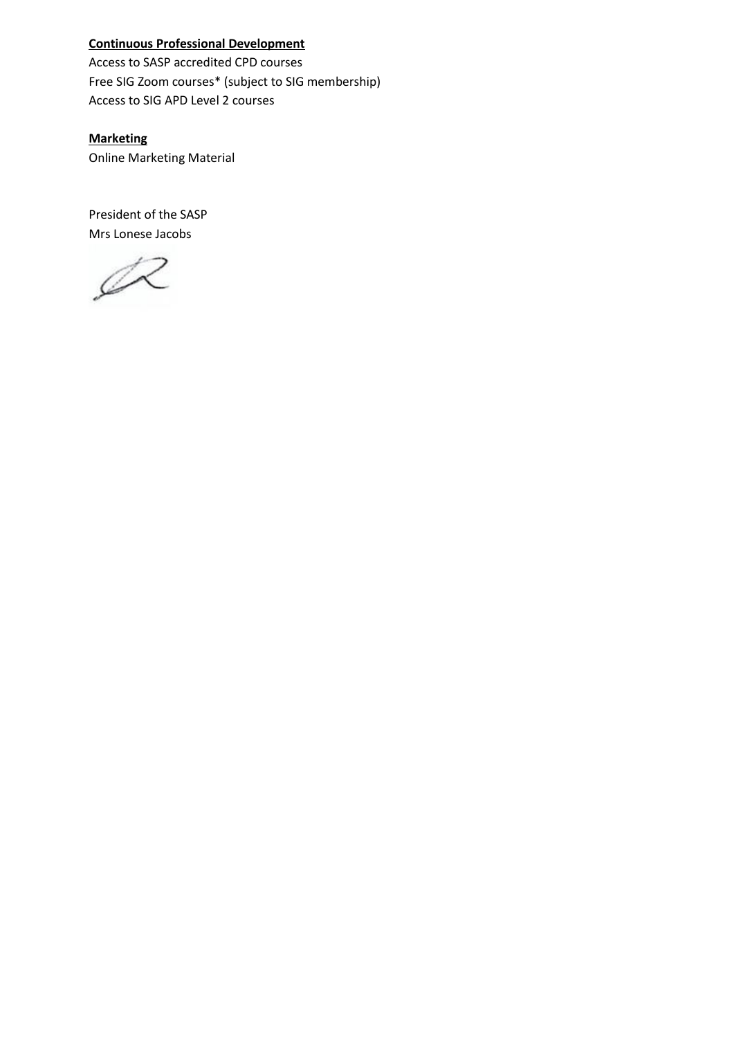**Continuous Professional Development**

Access to SASP accredited CPD courses
Free SIG Zoom courses* (subject to SIG membership)
Access to SIG APD Level 2 courses

**Marketing**

Online Marketing Material

President of the SASP
Mrs Lonese Jacobs